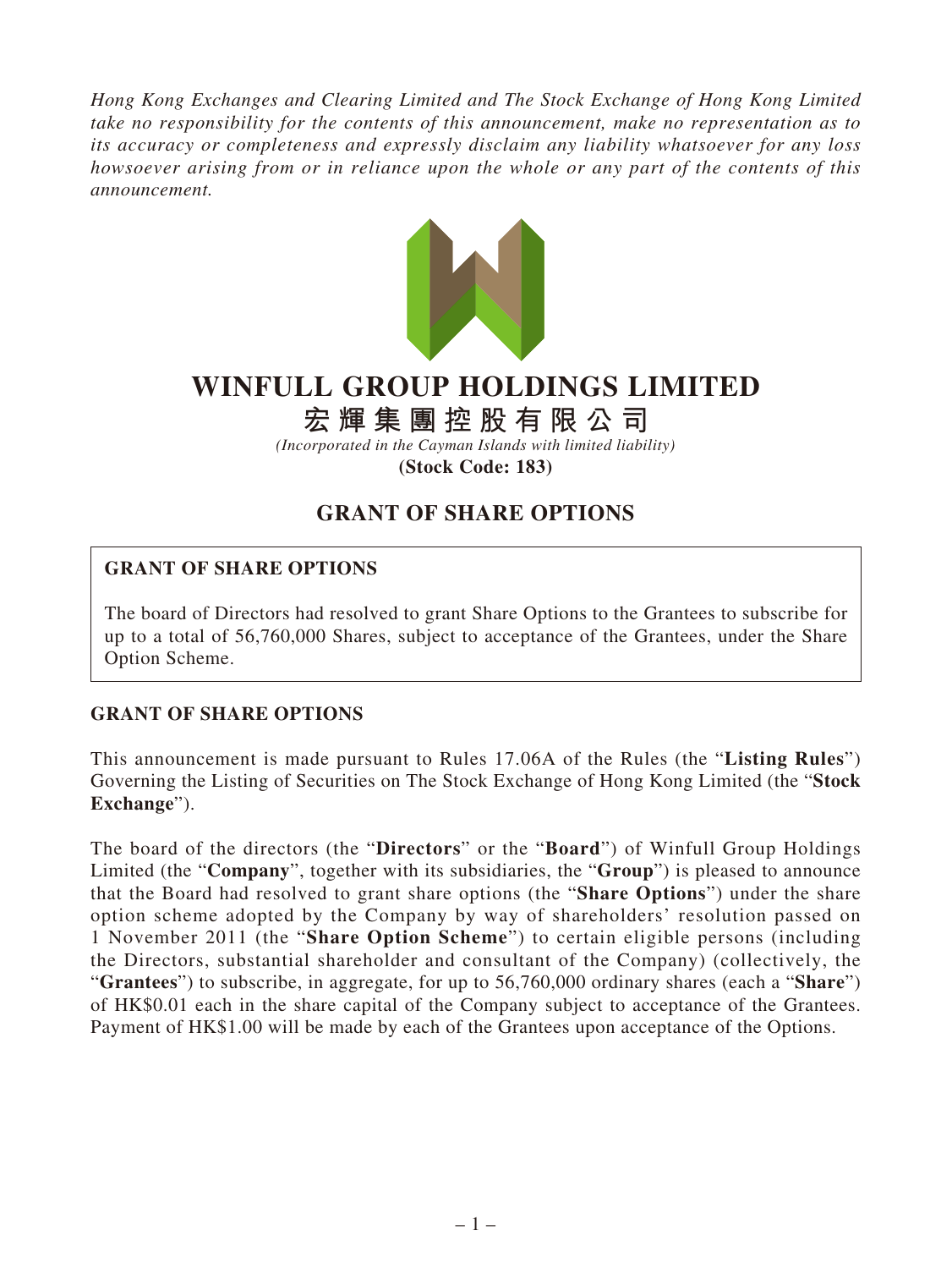*Hong Kong Exchanges and Clearing Limited and The Stock Exchange of Hong Kong Limited take no responsibility for the contents of this announcement, make no representation as to its accuracy or completeness and expressly disclaim any liability whatsoever for any loss howsoever arising from or in reliance upon the whole or any part of the contents of this announcement.*

# WINFULL GROUP HOLDINGS LIMITED

# 宏輝集團控股有限公司

*(Incorporated in the Cayman Islands with limited liability)*

**(Stock Code: 183)**

## GRANT OF SHARE OPTIONS

### GRANT OF SHARE OPTIONS

The board of Directors had resolved to grant Share Options to the Grantees to subscribe for up to a total of 56,760,000 Shares, subject to acceptance of the Grantees, under the Share Option Scheme.

### GRANT OF SHARE OPTIONS

This announcement is made pursuant to Rules 17.06A of the Rules (the "**Listing Rules**") Governing the Listing of Securities on The Stock Exchange of Hong Kong Limited (the "**Stock Exchange**").

The board of the directors (the "**Directors**" or the "**Board**") of Winfull Group Holdings Limited (the "**Company**", together with its subsidiaries, the "**Group**") is pleased to announce that the Board had resolved to grant share options (the "**Share Options**") under the share option scheme adopted by the Company by way of shareholders' resolution passed on 1 November 2011 (the "**Share Option Scheme**") to certain eligible persons (including the Directors, substantial shareholder and consultant of the Company) (collectively, the "**Grantees**") to subscribe, in aggregate, for up to 56,760,000 ordinary shares (each a "**Share**") of HK$0.01 each in the share capital of the Company subject to acceptance of the Grantees. Payment of HK$1.00 will be made by each of the Grantees upon acceptance of the Options.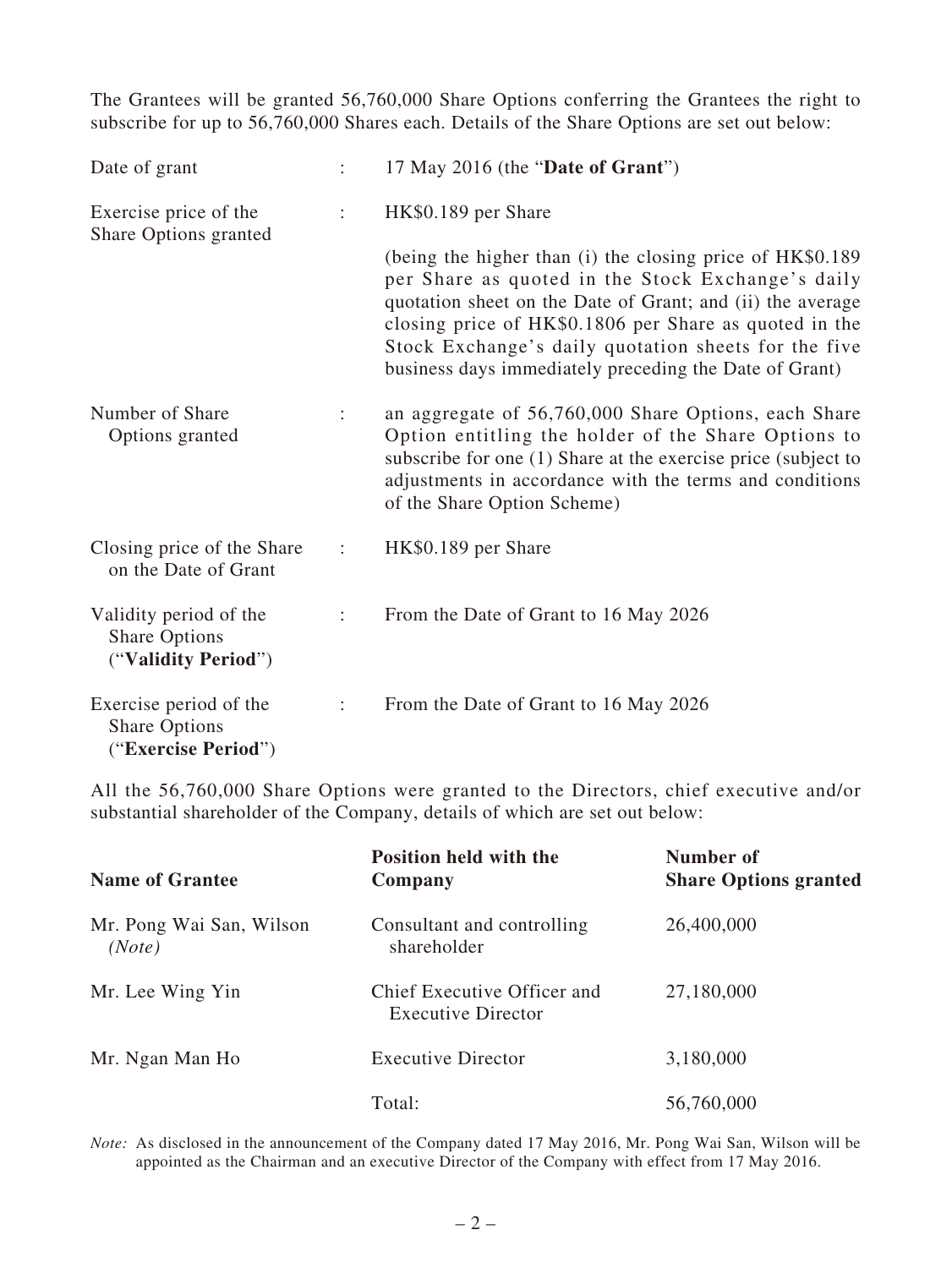The Grantees will be granted 56,760,000 Share Options conferring the Grantees the right to subscribe for up to 56,760,000 Shares each. Details of the Share Options are set out below:

| | | |
|---|---|---|
| Date of grant | : | 17 May 2016 (the "**Date of Grant**") |
| Exercise price of the Share Options granted | : | HK$0.189 per Share<br><br>(being the higher than (i) the closing price of HK$0.189 per Share as quoted in the Stock Exchange's daily quotation sheet on the Date of Grant; and (ii) the average closing price of HK$0.1806 per Share as quoted in the Stock Exchange's daily quotation sheets for the five business days immediately preceding the Date of Grant) |
| Number of Share Options granted | : | an aggregate of 56,760,000 Share Options, each Share Option entitling the holder of the Share Options to subscribe for one (1) Share at the exercise price (subject to adjustments in accordance with the terms and conditions of the Share Option Scheme) |
| Closing price of the Share on the Date of Grant | : | HK$0.189 per Share |
| Validity period of the Share Options ("**Validity Period**") | : | From the Date of Grant to 16 May 2026 |
| Exercise period of the Share Options ("**Exercise Period**") | : | From the Date of Grant to 16 May 2026 |

All the 56,760,000 Share Options were granted to the Directors, chief executive and/or substantial shareholder of the Company, details of which are set out below:

| **Name of Grantee** | **Position held with the Company** | **Number of Share Options granted** |
|---|---|---|
| Mr. Pong Wai San, Wilson *(Note)* | Consultant and controlling shareholder | 26,400,000 |
| Mr. Lee Wing Yin | Chief Executive Officer and Executive Director | 27,180,000 |
| Mr. Ngan Man Ho | Executive Director | 3,180,000 |
| | Total: | 56,760,000 |

*Note:* As disclosed in the announcement of the Company dated 17 May 2016, Mr. Pong Wai San, Wilson will be appointed as the Chairman and an executive Director of the Company with effect from 17 May 2016.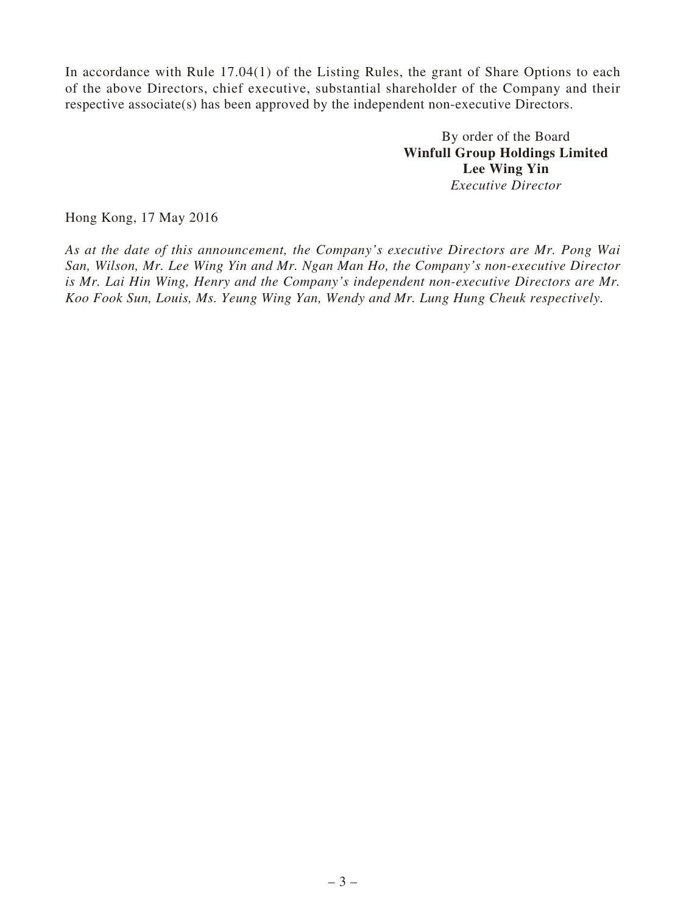In accordance with Rule 17.04(1) of the Listing Rules, the grant of Share Options to each of the above Directors, chief executive, substantial shareholder of the Company and their respective associate(s) has been approved by the independent non-executive Directors.

By order of the Board
**Winfull Group Holdings Limited**
**Lee Wing Yin**
*Executive Director*

Hong Kong, 17 May 2016

*As at the date of this announcement, the Company's executive Directors are Mr. Pong Wai San, Wilson, Mr. Lee Wing Yin and Mr. Ngan Man Ho, the Company's non-executive Director is Mr. Lai Hin Wing, Henry and the Company's independent non-executive Directors are Mr. Koo Fook Sun, Louis, Ms. Yeung Wing Yan, Wendy and Mr. Lung Hung Cheuk respectively.*